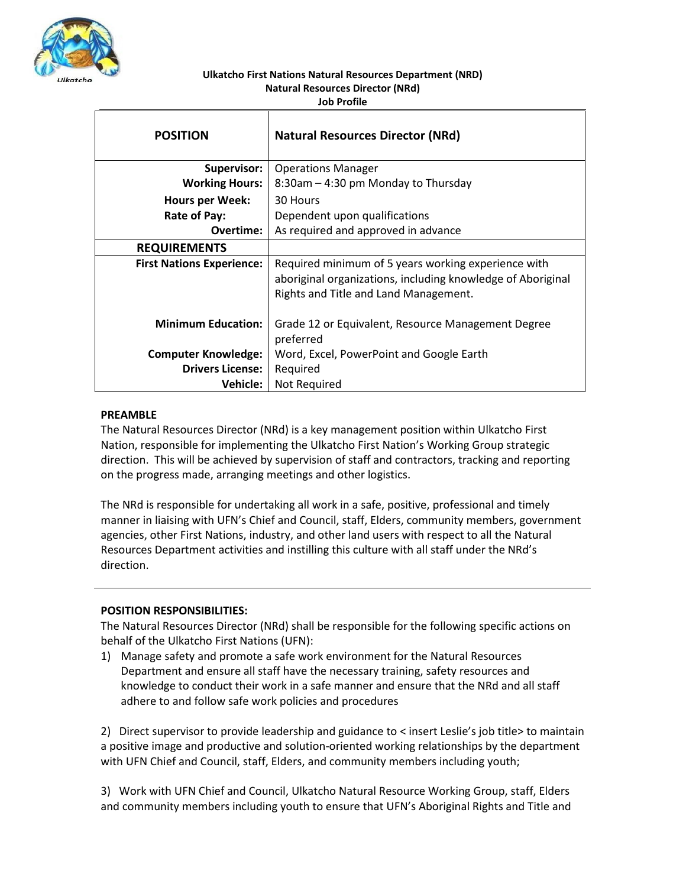**Ulkatcho First Nations Natural Resources Department (NRD)**
**Natural Resources Director (NRd)**
**Job Profile**

| **POSITION** | **Natural Resources Director (NRd)** |
|---|---|
| **Supervisor:** | Operations Manager |
| **Working Hours:** | 8:30am – 4:30 pm Monday to Thursday |
| **Hours per Week:** | 30 Hours |
| **Rate of Pay:** | Dependent upon qualifications |
| **Overtime:** | As required and approved in advance |
| **REQUIREMENTS** | |
| **First Nations Experience:** | Required minimum of 5 years working experience with aboriginal organizations, including knowledge of Aboriginal Rights and Title and Land Management. |
| **Minimum Education:** | Grade 12 or Equivalent, Resource Management Degree preferred |
| **Computer Knowledge:** | Word, Excel, PowerPoint and Google Earth |
| **Drivers License:** | Required |
| **Vehicle:** | Not Required |

**PREAMBLE**

The Natural Resources Director (NRd) is a key management position within Ulkatcho First Nation, responsible for implementing the Ulkatcho First Nation's Working Group strategic direction. This will be achieved by supervision of staff and contractors, tracking and reporting on the progress made, arranging meetings and other logistics.

The NRd is responsible for undertaking all work in a safe, positive, professional and timely manner in liaising with UFN's Chief and Council, staff, Elders, community members, government agencies, other First Nations, industry, and other land users with respect to all the Natural Resources Department activities and instilling this culture with all staff under the NRd's direction.

---

**POSITION RESPONSIBILITIES:**

The Natural Resources Director (NRd) shall be responsible for the following specific actions on behalf of the Ulkatcho First Nations (UFN):

1) Manage safety and promote a safe work environment for the Natural Resources Department and ensure all staff have the necessary training, safety resources and knowledge to conduct their work in a safe manner and ensure that the NRd and all staff adhere to and follow safe work policies and procedures

2) Direct supervisor to provide leadership and guidance to < insert Leslie's job title> to maintain a positive image and productive and solution-oriented working relationships by the department with UFN Chief and Council, staff, Elders, and community members including youth;

3) Work with UFN Chief and Council, Ulkatcho Natural Resource Working Group, staff, Elders and community members including youth to ensure that UFN's Aboriginal Rights and Title and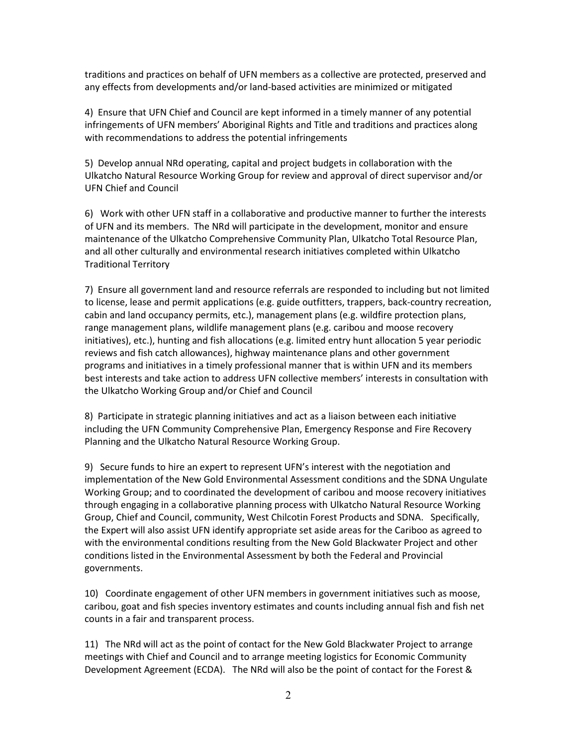traditions and practices on behalf of UFN members as a collective are protected, preserved and any effects from developments and/or land-based activities are minimized or mitigated

4) Ensure that UFN Chief and Council are kept informed in a timely manner of any potential infringements of UFN members' Aboriginal Rights and Title and traditions and practices along with recommendations to address the potential infringements

5) Develop annual NRd operating, capital and project budgets in collaboration with the Ulkatcho Natural Resource Working Group for review and approval of direct supervisor and/or UFN Chief and Council

6) Work with other UFN staff in a collaborative and productive manner to further the interests of UFN and its members. The NRd will participate in the development, monitor and ensure maintenance of the Ulkatcho Comprehensive Community Plan, Ulkatcho Total Resource Plan, and all other culturally and environmental research initiatives completed within Ulkatcho Traditional Territory

7) Ensure all government land and resource referrals are responded to including but not limited to license, lease and permit applications (e.g. guide outfitters, trappers, back-country recreation, cabin and land occupancy permits, etc.), management plans (e.g. wildfire protection plans, range management plans, wildlife management plans (e.g. caribou and moose recovery initiatives), etc.), hunting and fish allocations (e.g. limited entry hunt allocation 5 year periodic reviews and fish catch allowances), highway maintenance plans and other government programs and initiatives in a timely professional manner that is within UFN and its members best interests and take action to address UFN collective members' interests in consultation with the Ulkatcho Working Group and/or Chief and Council

8) Participate in strategic planning initiatives and act as a liaison between each initiative including the UFN Community Comprehensive Plan, Emergency Response and Fire Recovery Planning and the Ulkatcho Natural Resource Working Group.

9) Secure funds to hire an expert to represent UFN's interest with the negotiation and implementation of the New Gold Environmental Assessment conditions and the SDNA Ungulate Working Group; and to coordinated the development of caribou and moose recovery initiatives through engaging in a collaborative planning process with Ulkatcho Natural Resource Working Group, Chief and Council, community, West Chilcotin Forest Products and SDNA. Specifically, the Expert will also assist UFN identify appropriate set aside areas for the Cariboo as agreed to with the environmental conditions resulting from the New Gold Blackwater Project and other conditions listed in the Environmental Assessment by both the Federal and Provincial governments.

10) Coordinate engagement of other UFN members in government initiatives such as moose, caribou, goat and fish species inventory estimates and counts including annual fish and fish net counts in a fair and transparent process.

11) The NRd will act as the point of contact for the New Gold Blackwater Project to arrange meetings with Chief and Council and to arrange meeting logistics for Economic Community Development Agreement (ECDA). The NRd will also be the point of contact for the Forest &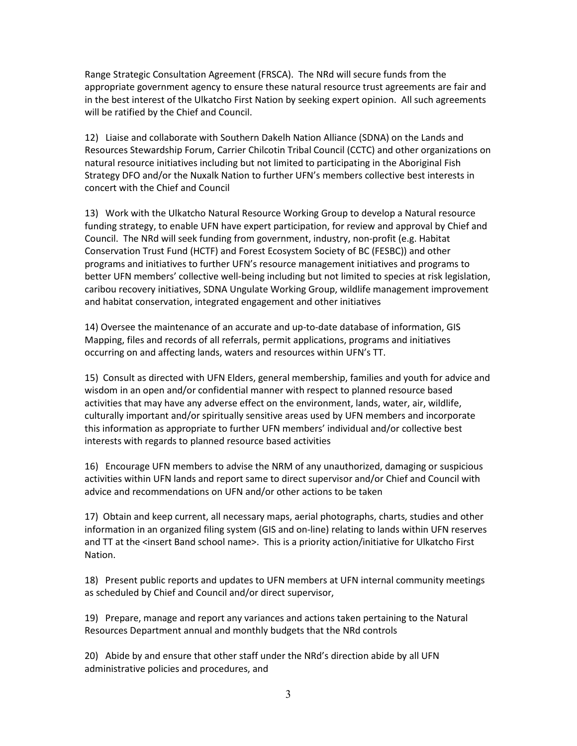Range Strategic Consultation Agreement (FRSCA). The NRd will secure funds from the appropriate government agency to ensure these natural resource trust agreements are fair and in the best interest of the Ulkatcho First Nation by seeking expert opinion. All such agreements will be ratified by the Chief and Council.

12) Liaise and collaborate with Southern Dakelh Nation Alliance (SDNA) on the Lands and Resources Stewardship Forum, Carrier Chilcotin Tribal Council (CCTC) and other organizations on natural resource initiatives including but not limited to participating in the Aboriginal Fish Strategy DFO and/or the Nuxalk Nation to further UFN's members collective best interests in concert with the Chief and Council

13) Work with the Ulkatcho Natural Resource Working Group to develop a Natural resource funding strategy, to enable UFN have expert participation, for review and approval by Chief and Council. The NRd will seek funding from government, industry, non-profit (e.g. Habitat Conservation Trust Fund (HCTF) and Forest Ecosystem Society of BC (FESBC)) and other programs and initiatives to further UFN's resource management initiatives and programs to better UFN members' collective well-being including but not limited to species at risk legislation, caribou recovery initiatives, SDNA Ungulate Working Group, wildlife management improvement and habitat conservation, integrated engagement and other initiatives

14) Oversee the maintenance of an accurate and up-to-date database of information, GIS Mapping, files and records of all referrals, permit applications, programs and initiatives occurring on and affecting lands, waters and resources within UFN's TT.

15) Consult as directed with UFN Elders, general membership, families and youth for advice and wisdom in an open and/or confidential manner with respect to planned resource based activities that may have any adverse effect on the environment, lands, water, air, wildlife, culturally important and/or spiritually sensitive areas used by UFN members and incorporate this information as appropriate to further UFN members' individual and/or collective best interests with regards to planned resource based activities

16) Encourage UFN members to advise the NRM of any unauthorized, damaging or suspicious activities within UFN lands and report same to direct supervisor and/or Chief and Council with advice and recommendations on UFN and/or other actions to be taken

17) Obtain and keep current, all necessary maps, aerial photographs, charts, studies and other information in an organized filing system (GIS and on-line) relating to lands within UFN reserves and TT at the <insert Band school name>. This is a priority action/initiative for Ulkatcho First Nation.

18) Present public reports and updates to UFN members at UFN internal community meetings as scheduled by Chief and Council and/or direct supervisor,

19) Prepare, manage and report any variances and actions taken pertaining to the Natural Resources Department annual and monthly budgets that the NRd controls

20) Abide by and ensure that other staff under the NRd's direction abide by all UFN administrative policies and procedures, and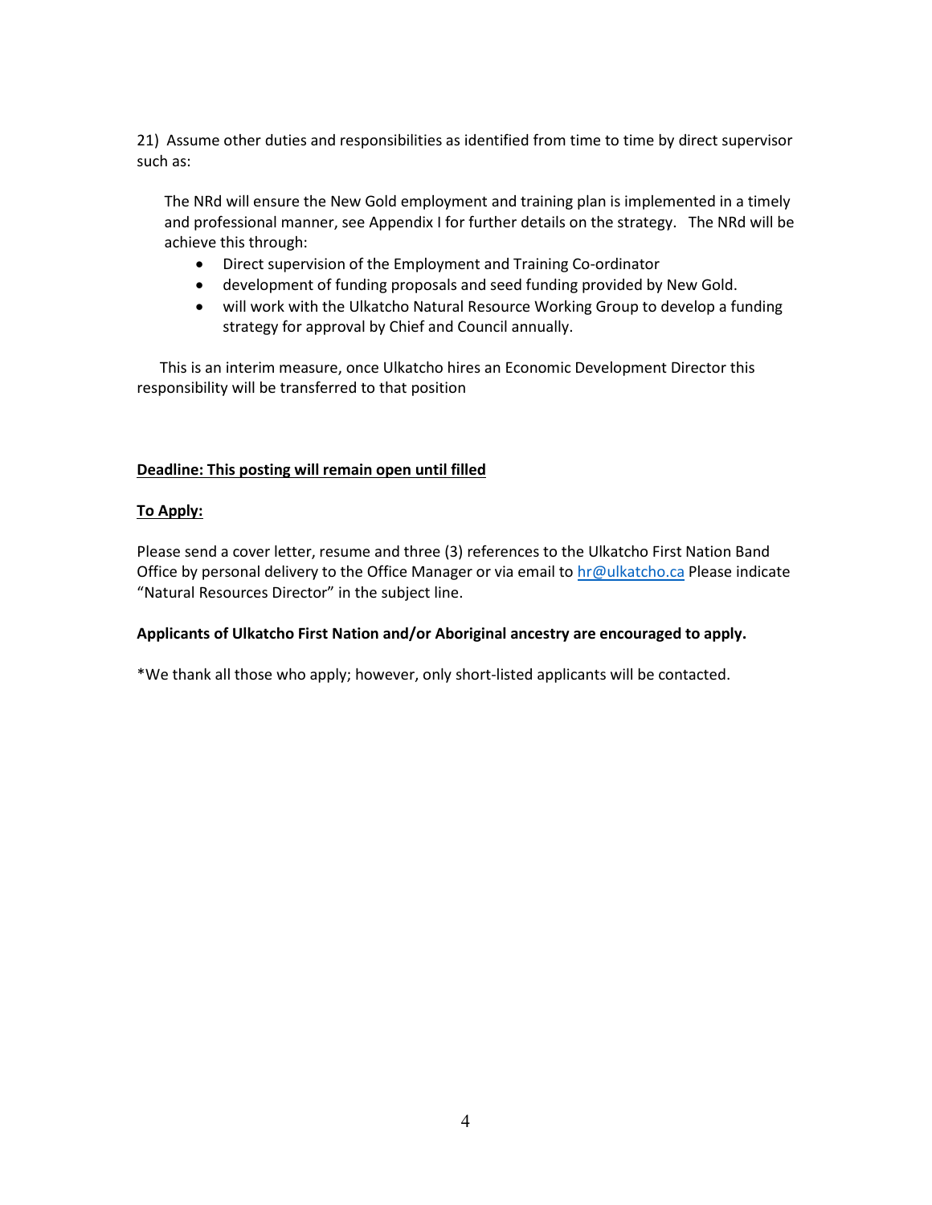21) Assume other duties and responsibilities as identified from time to time by direct supervisor such as:

The NRd will ensure the New Gold employment and training plan is implemented in a timely and professional manner, see Appendix I for further details on the strategy. The NRd will be achieve this through:

- Direct supervision of the Employment and Training Co-ordinator
- development of funding proposals and seed funding provided by New Gold.
- will work with the Ulkatcho Natural Resource Working Group to develop a funding strategy for approval by Chief and Council annually.

This is an interim measure, once Ulkatcho hires an Economic Development Director this responsibility will be transferred to that position

**Deadline: This posting will remain open until filled**

**To Apply:**

Please send a cover letter, resume and three (3) references to the Ulkatcho First Nation Band Office by personal delivery to the Office Manager or via email to hr@ulkatcho.ca Please indicate "Natural Resources Director" in the subject line.

**Applicants of Ulkatcho First Nation and/or Aboriginal ancestry are encouraged to apply.**

*We thank all those who apply; however, only short-listed applicants will be contacted.